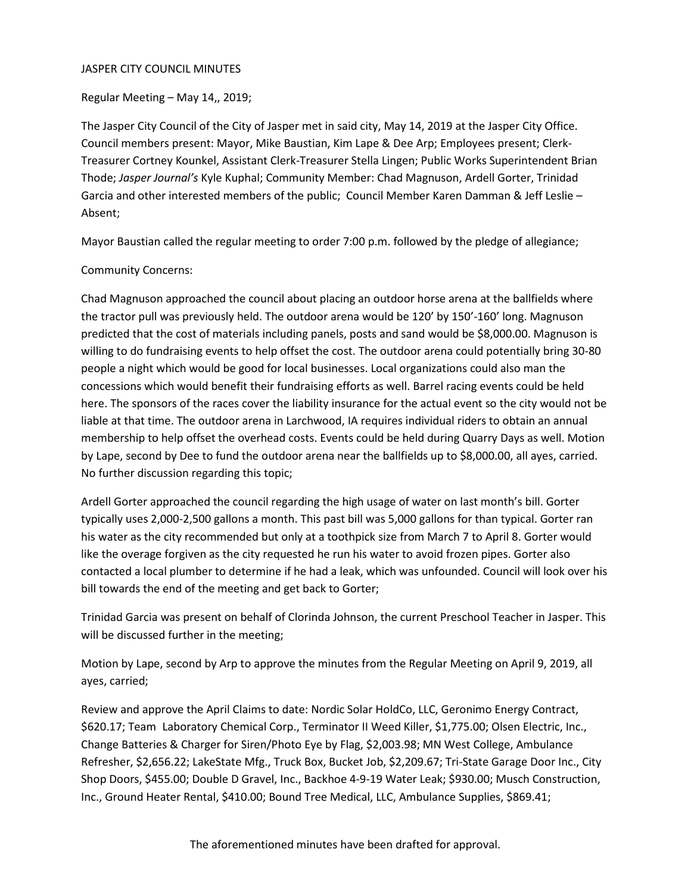JASPER CITY COUNCIL MINUTES

Regular Meeting – May 14,, 2019;

The Jasper City Council of the City of Jasper met in said city, May 14, 2019 at the Jasper City Office. Council members present: Mayor, Mike Baustian, Kim Lape & Dee Arp; Employees present; Clerk-Treasurer Cortney Kounkel, Assistant Clerk-Treasurer Stella Lingen; Public Works Superintendent Brian Thode; *Jasper Journal's* Kyle Kuphal; Community Member: Chad Magnuson, Ardell Gorter, Trinidad Garcia and other interested members of the public; Council Member Karen Damman & Jeff Leslie – Absent;

Mayor Baustian called the regular meeting to order 7:00 p.m. followed by the pledge of allegiance;

Community Concerns:

Chad Magnuson approached the council about placing an outdoor horse arena at the ballfields where the tractor pull was previously held. The outdoor arena would be 120' by 150'-160' long. Magnuson predicted that the cost of materials including panels, posts and sand would be $8,000.00. Magnuson is willing to do fundraising events to help offset the cost. The outdoor arena could potentially bring 30-80 people a night which would be good for local businesses. Local organizations could also man the concessions which would benefit their fundraising efforts as well. Barrel racing events could be held here. The sponsors of the races cover the liability insurance for the actual event so the city would not be liable at that time. The outdoor arena in Larchwood, IA requires individual riders to obtain an annual membership to help offset the overhead costs. Events could be held during Quarry Days as well. Motion by Lape, second by Dee to fund the outdoor arena near the ballfields up to $8,000.00, all ayes, carried. No further discussion regarding this topic;

Ardell Gorter approached the council regarding the high usage of water on last month's bill. Gorter typically uses 2,000-2,500 gallons a month. This past bill was 5,000 gallons for than typical. Gorter ran his water as the city recommended but only at a toothpick size from March 7 to April 8. Gorter would like the overage forgiven as the city requested he run his water to avoid frozen pipes. Gorter also contacted a local plumber to determine if he had a leak, which was unfounded. Council will look over his bill towards the end of the meeting and get back to Gorter;

Trinidad Garcia was present on behalf of Clorinda Johnson, the current Preschool Teacher in Jasper. This will be discussed further in the meeting;

Motion by Lape, second by Arp to approve the minutes from the Regular Meeting on April 9, 2019, all ayes, carried;

Review and approve the April Claims to date: Nordic Solar HoldCo, LLC, Geronimo Energy Contract, $620.17; Team Laboratory Chemical Corp., Terminator II Weed Killer, $1,775.00; Olsen Electric, Inc., Change Batteries & Charger for Siren/Photo Eye by Flag, $2,003.98; MN West College, Ambulance Refresher, $2,656.22; LakeState Mfg., Truck Box, Bucket Job, $2,209.67; Tri-State Garage Door Inc., City Shop Doors, $455.00; Double D Gravel, Inc., Backhoe 4-9-19 Water Leak; $930.00; Musch Construction, Inc., Ground Heater Rental, $410.00; Bound Tree Medical, LLC, Ambulance Supplies, $869.41;

The aforementioned minutes have been drafted for approval.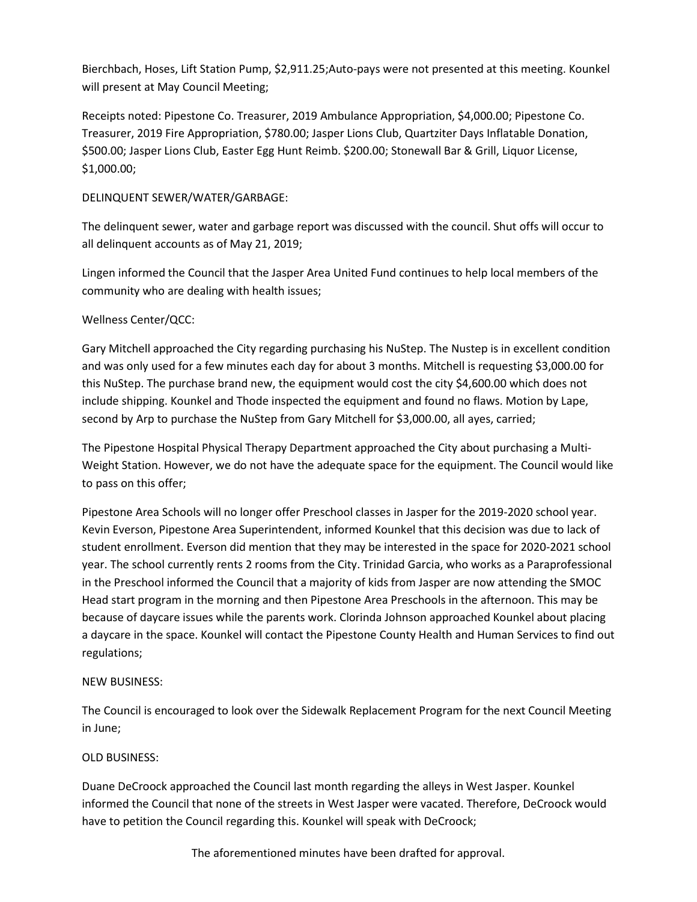Bierchbach, Hoses, Lift Station Pump, $2,911.25;Auto-pays were not presented at this meeting. Kounkel will present at May Council Meeting;

Receipts noted: Pipestone Co. Treasurer, 2019 Ambulance Appropriation, $4,000.00; Pipestone Co. Treasurer, 2019 Fire Appropriation, $780.00; Jasper Lions Club, Quartziter Days Inflatable Donation, $500.00; Jasper Lions Club, Easter Egg Hunt Reimb. $200.00; Stonewall Bar & Grill, Liquor License, $1,000.00;

DELINQUENT SEWER/WATER/GARBAGE:

The delinquent sewer, water and garbage report was discussed with the council. Shut offs will occur to all delinquent accounts as of May 21, 2019;

Lingen informed the Council that the Jasper Area United Fund continues to help local members of the community who are dealing with health issues;

Wellness Center/QCC:

Gary Mitchell approached the City regarding purchasing his NuStep. The Nustep is in excellent condition and was only used for a few minutes each day for about 3 months. Mitchell is requesting $3,000.00 for this NuStep. The purchase brand new, the equipment would cost the city $4,600.00 which does not include shipping. Kounkel and Thode inspected the equipment and found no flaws. Motion by Lape, second by Arp to purchase the NuStep from Gary Mitchell for $3,000.00, all ayes, carried;

The Pipestone Hospital Physical Therapy Department approached the City about purchasing a Multi-Weight Station. However, we do not have the adequate space for the equipment. The Council would like to pass on this offer;

Pipestone Area Schools will no longer offer Preschool classes in Jasper for the 2019-2020 school year. Kevin Everson, Pipestone Area Superintendent, informed Kounkel that this decision was due to lack of student enrollment. Everson did mention that they may be interested in the space for 2020-2021 school year. The school currently rents 2 rooms from the City. Trinidad Garcia, who works as a Paraprofessional in the Preschool informed the Council that a majority of kids from Jasper are now attending the SMOC Head start program in the morning and then Pipestone Area Preschools in the afternoon. This may be because of daycare issues while the parents work. Clorinda Johnson approached Kounkel about placing a daycare in the space. Kounkel will contact the Pipestone County Health and Human Services to find out regulations;

NEW BUSINESS:

The Council is encouraged to look over the Sidewalk Replacement Program for the next Council Meeting in June;

OLD BUSINESS:

Duane DeCroock approached the Council last month regarding the alleys in West Jasper. Kounkel informed the Council that none of the streets in West Jasper were vacated. Therefore, DeCroock would have to petition the Council regarding this. Kounkel will speak with DeCroock;

The aforementioned minutes have been drafted for approval.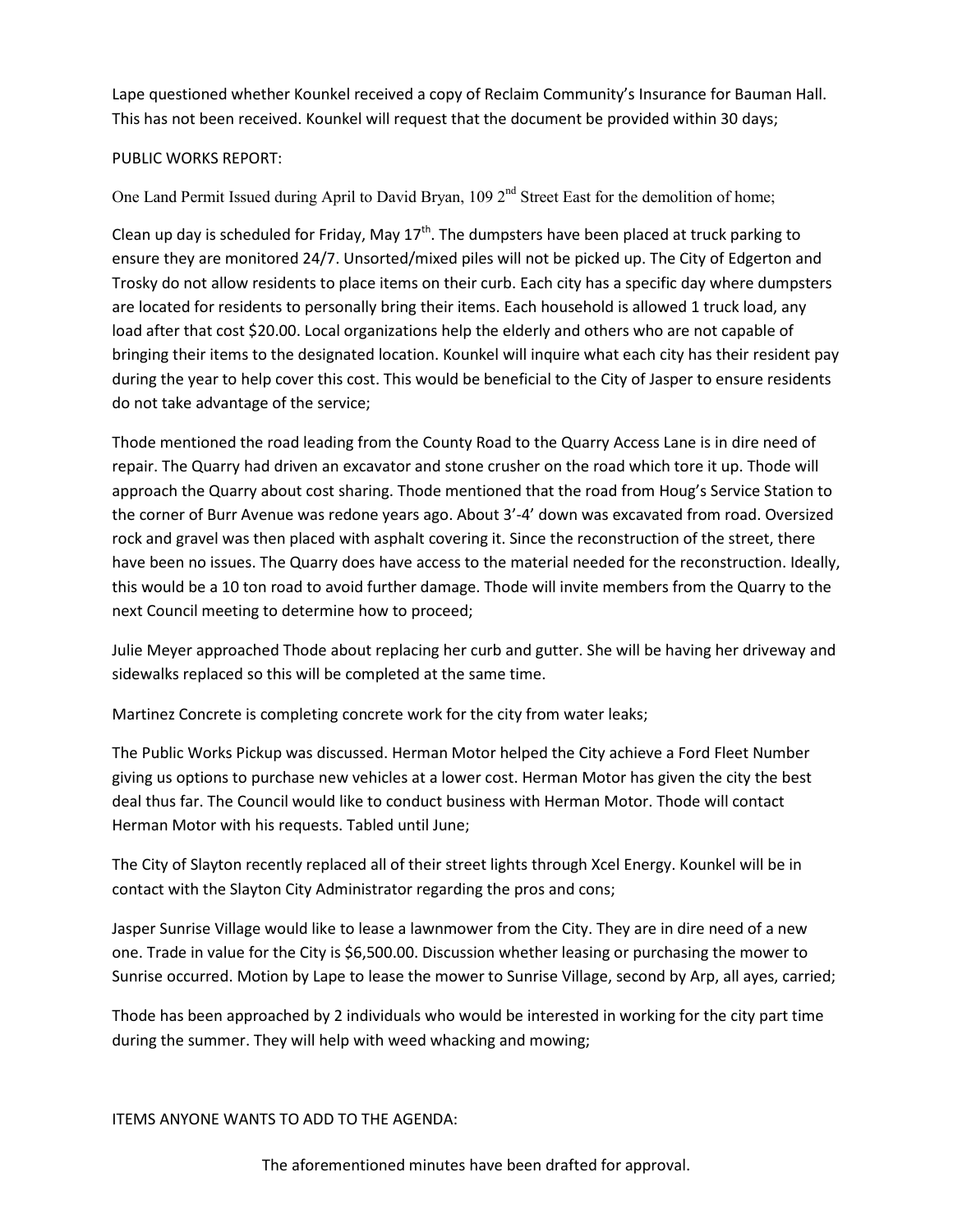Lape questioned whether Kounkel received a copy of Reclaim Community's Insurance for Bauman Hall. This has not been received. Kounkel will request that the document be provided within 30 days;

PUBLIC WORKS REPORT:

One Land Permit Issued during April to David Bryan, 109 2nd Street East for the demolition of home;

Clean up day is scheduled for Friday, May 17th. The dumpsters have been placed at truck parking to ensure they are monitored 24/7. Unsorted/mixed piles will not be picked up. The City of Edgerton and Trosky do not allow residents to place items on their curb. Each city has a specific day where dumpsters are located for residents to personally bring their items. Each household is allowed 1 truck load, any load after that cost $20.00. Local organizations help the elderly and others who are not capable of bringing their items to the designated location. Kounkel will inquire what each city has their resident pay during the year to help cover this cost. This would be beneficial to the City of Jasper to ensure residents do not take advantage of the service;

Thode mentioned the road leading from the County Road to the Quarry Access Lane is in dire need of repair. The Quarry had driven an excavator and stone crusher on the road which tore it up. Thode will approach the Quarry about cost sharing. Thode mentioned that the road from Houg's Service Station to the corner of Burr Avenue was redone years ago. About 3'-4' down was excavated from road. Oversized rock and gravel was then placed with asphalt covering it. Since the reconstruction of the street, there have been no issues. The Quarry does have access to the material needed for the reconstruction. Ideally, this would be a 10 ton road to avoid further damage. Thode will invite members from the Quarry to the next Council meeting to determine how to proceed;

Julie Meyer approached Thode about replacing her curb and gutter. She will be having her driveway and sidewalks replaced so this will be completed at the same time.

Martinez Concrete is completing concrete work for the city from water leaks;

The Public Works Pickup was discussed. Herman Motor helped the City achieve a Ford Fleet Number giving us options to purchase new vehicles at a lower cost. Herman Motor has given the city the best deal thus far. The Council would like to conduct business with Herman Motor. Thode will contact Herman Motor with his requests. Tabled until June;

The City of Slayton recently replaced all of their street lights through Xcel Energy. Kounkel will be in contact with the Slayton City Administrator regarding the pros and cons;

Jasper Sunrise Village would like to lease a lawnmower from the City. They are in dire need of a new one. Trade in value for the City is $6,500.00. Discussion whether leasing or purchasing the mower to Sunrise occurred. Motion by Lape to lease the mower to Sunrise Village, second by Arp, all ayes, carried;

Thode has been approached by 2 individuals who would be interested in working for the city part time during the summer. They will help with weed whacking and mowing;

ITEMS ANYONE WANTS TO ADD TO THE AGENDA:

The aforementioned minutes have been drafted for approval.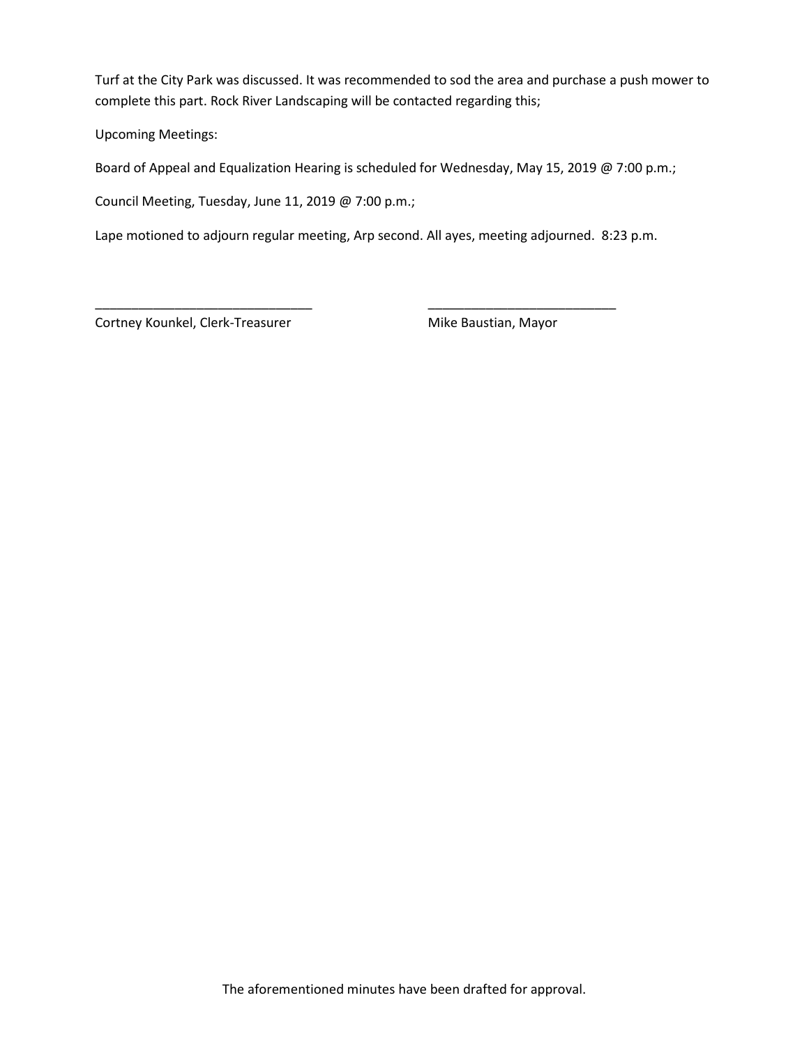Turf at the City Park was discussed. It was recommended to sod the area and purchase a push mower to complete this part. Rock River Landscaping will be contacted regarding this;

Upcoming Meetings:

Board of Appeal and Equalization Hearing is scheduled for Wednesday, May 15, 2019 @ 7:00 p.m.;

Council Meeting, Tuesday, June 11, 2019 @ 7:00 p.m.;

Lape motioned to adjourn regular meeting, Arp second. All ayes, meeting adjourned. 8:23 p.m.

______________________________ __________________________

Cortney Kounkel, Clerk-Treasurer Mike Baustian, Mayor

The aforementioned minutes have been drafted for approval.